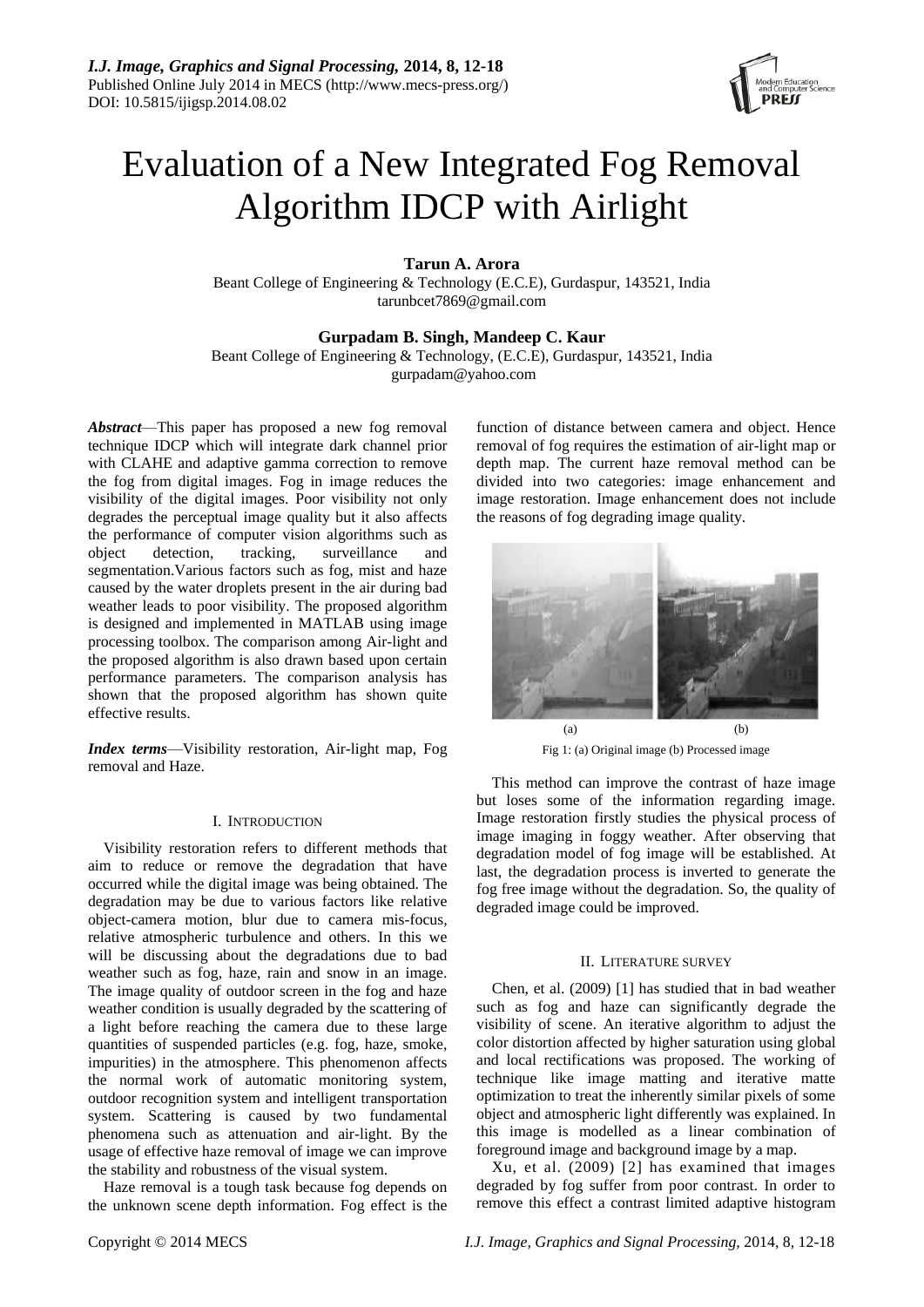# Evaluation of a New Integrated Fog Removal Algorithm IDCP with Airlight

**Tarun A. Arora**

Beant College of Engineering & Technology (E.C.E), Gurdaspur, 143521, India
tarunbcet7869@gmail.com

**Gurpadam B. Singh, Mandeep C. Kaur**

Beant College of Engineering & Technology, (E.C.E), Gurdaspur, 143521, India
gurpadam@yahoo.com

***Abstract***—This paper has proposed a new fog removal technique IDCP which will integrate dark channel prior with CLAHE and adaptive gamma correction to remove the fog from digital images. Fog in image reduces the visibility of the digital images. Poor visibility not only degrades the perceptual image quality but it also affects the performance of computer vision algorithms such as object detection, tracking, surveillance and segmentation.Various factors such as fog, mist and haze caused by the water droplets present in the air during bad weather leads to poor visibility. The proposed algorithm is designed and implemented in MATLAB using image processing toolbox. The comparison among Air-light and the proposed algorithm is also drawn based upon certain performance parameters. The comparison analysis has shown that the proposed algorithm has shown quite effective results.

***Index terms***—Visibility restoration, Air-light map, Fog removal and Haze.

## I. Introduction

Visibility restoration refers to different methods that aim to reduce or remove the degradation that have occurred while the digital image was being obtained. The degradation may be due to various factors like relative object-camera motion, blur due to camera mis-focus, relative atmospheric turbulence and others. In this we will be discussing about the degradations due to bad weather such as fog, haze, rain and snow in an image. The image quality of outdoor screen in the fog and haze weather condition is usually degraded by the scattering of a light before reaching the camera due to these large quantities of suspended particles (e.g. fog, haze, smoke, impurities) in the atmosphere. This phenomenon affects the normal work of automatic monitoring system, outdoor recognition system and intelligent transportation system. Scattering is caused by two fundamental phenomena such as attenuation and air-light. By the usage of effective haze removal of image we can improve the stability and robustness of the visual system.

Haze removal is a tough task because fog depends on the unknown scene depth information. Fog effect is the function of distance between camera and object. Hence removal of fog requires the estimation of air-light map or depth map. The current haze removal method can be divided into two categories: image enhancement and image restoration. Image enhancement does not include the reasons of fog degrading image quality.

(a) (b)

Fig 1: (a) Original image (b) Processed image

This method can improve the contrast of haze image but loses some of the information regarding image. Image restoration firstly studies the physical process of image imaging in foggy weather. After observing that degradation model of fog image will be established. At last, the degradation process is inverted to generate the fog free image without the degradation. So, the quality of degraded image could be improved.

## II. Literature survey

Chen, et al. (2009) [1] has studied that in bad weather such as fog and haze can significantly degrade the visibility of scene. An iterative algorithm to adjust the color distortion affected by higher saturation using global and local rectifications was proposed. The working of technique like image matting and iterative matte optimization to treat the inherently similar pixels of some object and atmospheric light differently was explained. In this image is modelled as a linear combination of foreground image and background image by a map.

Xu, et al. (2009) [2] has examined that images degraded by fog suffer from poor contrast. In order to remove this effect a contrast limited adaptive histogram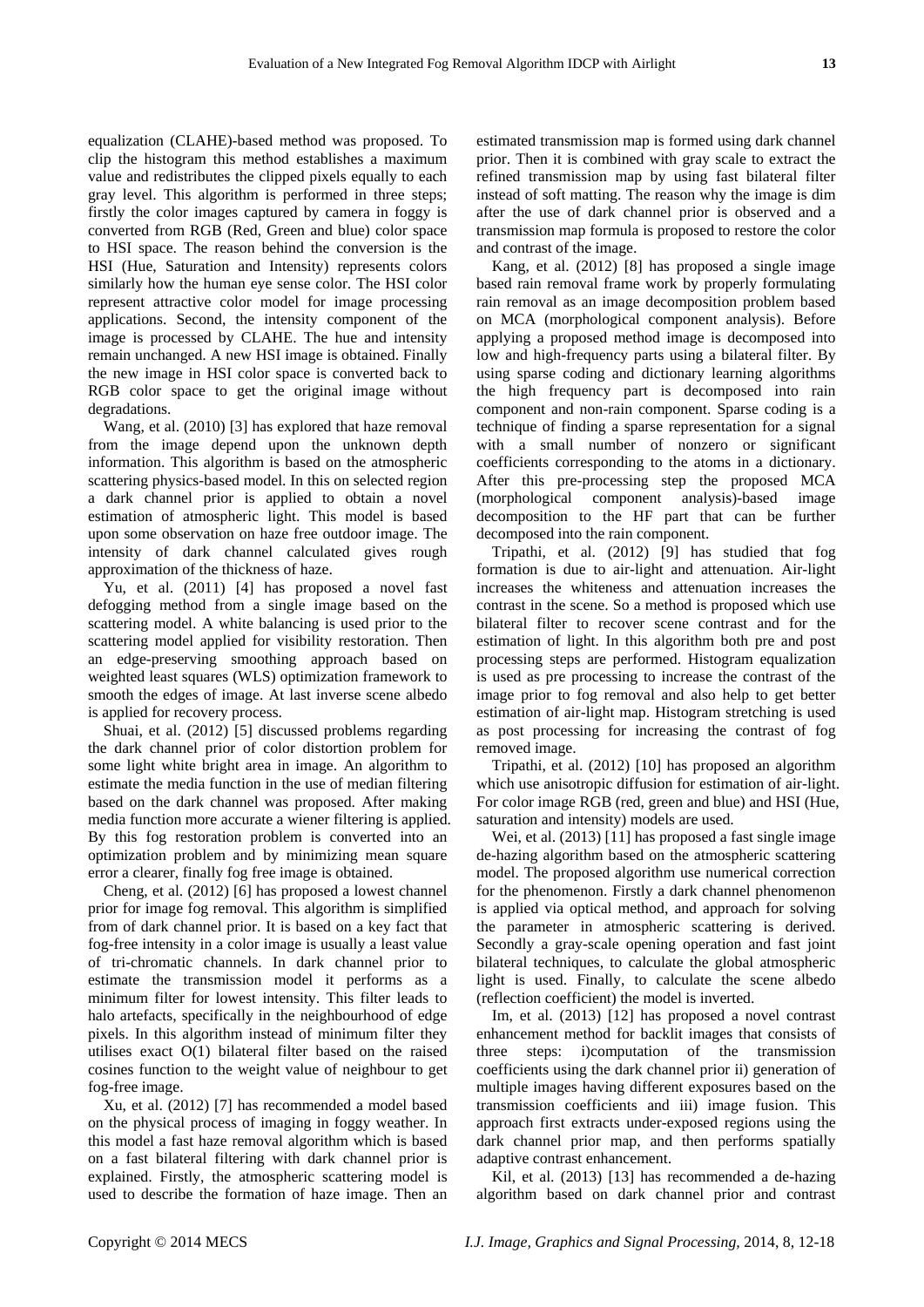equalization (CLAHE)-based method was proposed. To clip the histogram this method establishes a maximum value and redistributes the clipped pixels equally to each gray level. This algorithm is performed in three steps; firstly the color images captured by camera in foggy is converted from RGB (Red, Green and blue) color space to HSI space. The reason behind the conversion is the HSI (Hue, Saturation and Intensity) represents colors similarly how the human eye sense color. The HSI color represent attractive color model for image processing applications. Second, the intensity component of the image is processed by CLAHE. The hue and intensity remain unchanged. A new HSI image is obtained. Finally the new image in HSI color space is converted back to RGB color space to get the original image without degradations.

Wang, et al. (2010) [3] has explored that haze removal from the image depend upon the unknown depth information. This algorithm is based on the atmospheric scattering physics-based model. In this on selected region a dark channel prior is applied to obtain a novel estimation of atmospheric light. This model is based upon some observation on haze free outdoor image. The intensity of dark channel calculated gives rough approximation of the thickness of haze.

Yu, et al. (2011) [4] has proposed a novel fast defogging method from a single image based on the scattering model. A white balancing is used prior to the scattering model applied for visibility restoration. Then an edge-preserving smoothing approach based on weighted least squares (WLS) optimization framework to smooth the edges of image. At last inverse scene albedo is applied for recovery process.

Shuai, et al. (2012) [5] discussed problems regarding the dark channel prior of color distortion problem for some light white bright area in image. An algorithm to estimate the media function in the use of median filtering based on the dark channel was proposed. After making media function more accurate a wiener filtering is applied. By this fog restoration problem is converted into an optimization problem and by minimizing mean square error a clearer, finally fog free image is obtained.

Cheng, et al. (2012) [6] has proposed a lowest channel prior for image fog removal. This algorithm is simplified from of dark channel prior. It is based on a key fact that fog-free intensity in a color image is usually a least value of tri-chromatic channels. In dark channel prior to estimate the transmission model it performs as a minimum filter for lowest intensity. This filter leads to halo artefacts, specifically in the neighbourhood of edge pixels. In this algorithm instead of minimum filter they utilises exact O(1) bilateral filter based on the raised cosines function to the weight value of neighbour to get fog-free image.

Xu, et al. (2012) [7] has recommended a model based on the physical process of imaging in foggy weather. In this model a fast haze removal algorithm which is based on a fast bilateral filtering with dark channel prior is explained. Firstly, the atmospheric scattering model is used to describe the formation of haze image. Then an estimated transmission map is formed using dark channel prior. Then it is combined with gray scale to extract the refined transmission map by using fast bilateral filter instead of soft matting. The reason why the image is dim after the use of dark channel prior is observed and a transmission map formula is proposed to restore the color and contrast of the image.

Kang, et al. (2012) [8] has proposed a single image based rain removal frame work by properly formulating rain removal as an image decomposition problem based on MCA (morphological component analysis). Before applying a proposed method image is decomposed into low and high-frequency parts using a bilateral filter. By using sparse coding and dictionary learning algorithms the high frequency part is decomposed into rain component and non-rain component. Sparse coding is a technique of finding a sparse representation for a signal with a small number of nonzero or significant coefficients corresponding to the atoms in a dictionary. After this pre-processing step the proposed MCA (morphological component analysis)-based image decomposition to the HF part that can be further decomposed into the rain component.

Tripathi, et al. (2012) [9] has studied that fog formation is due to air-light and attenuation. Air-light increases the whiteness and attenuation increases the contrast in the scene. So a method is proposed which use bilateral filter to recover scene contrast and for the estimation of light. In this algorithm both pre and post processing steps are performed. Histogram equalization is used as pre processing to increase the contrast of the image prior to fog removal and also help to get better estimation of air-light map. Histogram stretching is used as post processing for increasing the contrast of fog removed image.

Tripathi, et al. (2012) [10] has proposed an algorithm which use anisotropic diffusion for estimation of air-light. For color image RGB (red, green and blue) and HSI (Hue, saturation and intensity) models are used.

Wei, et al. (2013) [11] has proposed a fast single image de-hazing algorithm based on the atmospheric scattering model. The proposed algorithm use numerical correction for the phenomenon. Firstly a dark channel phenomenon is applied via optical method, and approach for solving the parameter in atmospheric scattering is derived. Secondly a gray-scale opening operation and fast joint bilateral techniques, to calculate the global atmospheric light is used. Finally, to calculate the scene albedo (reflection coefficient) the model is inverted.

Im, et al. (2013) [12] has proposed a novel contrast enhancement method for backlit images that consists of three steps: i)computation of the transmission coefficients using the dark channel prior ii) generation of multiple images having different exposures based on the transmission coefficients and iii) image fusion. This approach first extracts under-exposed regions using the dark channel prior map, and then performs spatially adaptive contrast enhancement.

Kil, et al. (2013) [13] has recommended a de-hazing algorithm based on dark channel prior and contrast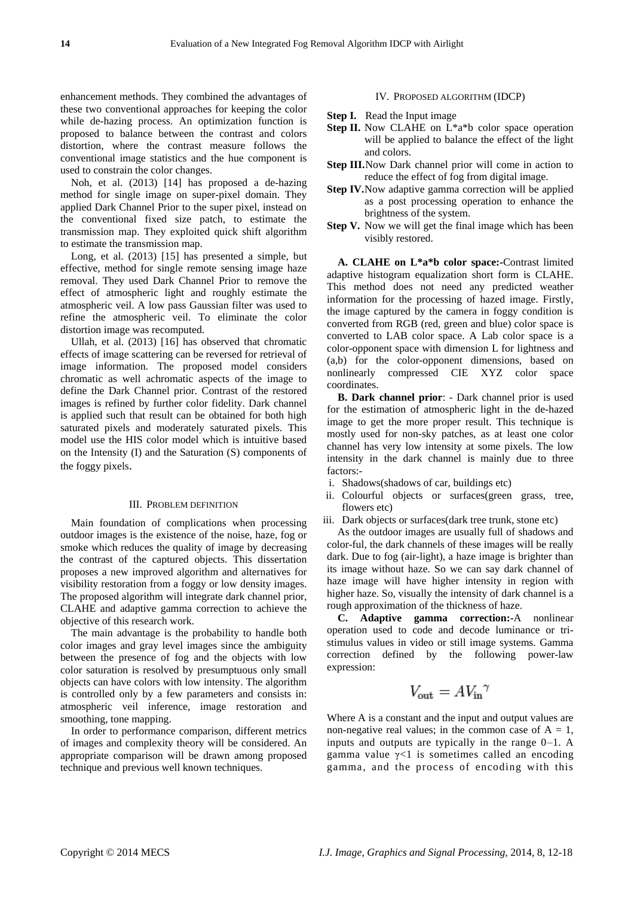enhancement methods. They combined the advantages of these two conventional approaches for keeping the color while de-hazing process. An optimization function is proposed to balance between the contrast and colors distortion, where the contrast measure follows the conventional image statistics and the hue component is used to constrain the color changes.

Noh, et al. (2013) [14] has proposed a de-hazing method for single image on super-pixel domain. They applied Dark Channel Prior to the super pixel, instead on the conventional fixed size patch, to estimate the transmission map. They exploited quick shift algorithm to estimate the transmission map.

Long, et al. (2013) [15] has presented a simple, but effective, method for single remote sensing image haze removal. They used Dark Channel Prior to remove the effect of atmospheric light and roughly estimate the atmospheric veil. A low pass Gaussian filter was used to refine the atmospheric veil. To eliminate the color distortion image was recomputed.

Ullah, et al. (2013) [16] has observed that chromatic effects of image scattering can be reversed for retrieval of image information. The proposed model considers chromatic as well achromatic aspects of the image to define the Dark Channel prior. Contrast of the restored images is refined by further color fidelity. Dark channel is applied such that result can be obtained for both high saturated pixels and moderately saturated pixels. This model use the HIS color model which is intuitive based on the Intensity (I) and the Saturation (S) components of the foggy pixels.

## III. Problem Definition

Main foundation of complications when processing outdoor images is the existence of the noise, haze, fog or smoke which reduces the quality of image by decreasing the contrast of the captured objects. This dissertation proposes a new improved algorithm and alternatives for visibility restoration from a foggy or low density images. The proposed algorithm will integrate dark channel prior, CLAHE and adaptive gamma correction to achieve the objective of this research work.

The main advantage is the probability to handle both color images and gray level images since the ambiguity between the presence of fog and the objects with low color saturation is resolved by presumptuous only small objects can have colors with low intensity. The algorithm is controlled only by a few parameters and consists in: atmospheric veil inference, image restoration and smoothing, tone mapping.

In order to performance comparison, different metrics of images and complexity theory will be considered. An appropriate comparison will be drawn among proposed technique and previous well known techniques.

## IV. Proposed Algorithm (IDCP)

**Step I.** Read the Input image

**Step II.** Now CLAHE on L*a*b color space operation will be applied to balance the effect of the light and colors.

**Step III.** Now Dark channel prior will come in action to reduce the effect of fog from digital image.

**Step IV.** Now adaptive gamma correction will be applied as a post processing operation to enhance the brightness of the system.

**Step V.** Now we will get the final image which has been visibly restored.

**A. CLAHE on L*a*b color space:-**Contrast limited adaptive histogram equalization short form is CLAHE. This method does not need any predicted weather information for the processing of hazed image. Firstly, the image captured by the camera in foggy condition is converted from RGB (red, green and blue) color space is converted to LAB color space. A Lab color space is a color-opponent space with dimension L for lightness and (a,b) for the color-opponent dimensions, based on nonlinearly compressed CIE XYZ color space coordinates.

**B. Dark channel prior**: - Dark channel prior is used for the estimation of atmospheric light in the de-hazed image to get the more proper result. This technique is mostly used for non-sky patches, as at least one color channel has very low intensity at some pixels. The low intensity in the dark channel is mainly due to three factors:-

i. Shadows(shadows of car, buildings etc)

ii. Colourful objects or surfaces(green grass, tree, flowers etc)

iii. Dark objects or surfaces(dark tree trunk, stone etc)

As the outdoor images are usually full of shadows and color-ful, the dark channels of these images will be really dark. Due to fog (air-light), a haze image is brighter than its image without haze. So we can say dark channel of haze image will have higher intensity in region with higher haze. So, visually the intensity of dark channel is a rough approximation of the thickness of haze.

**C. Adaptive gamma correction:-**A nonlinear operation used to code and decode luminance or tri-stimulus values in video or still image systems. Gamma correction defined by the following power-law expression:

$$V_{\text{out}} = AV_{\text{in}}^{\gamma}$$

Where A is a constant and the input and output values are non-negative real values; in the common case of $A = 1$, inputs and outputs are typically in the range 0–1. A gamma value $\gamma<1$ is sometimes called an encoding gamma, and the process of encoding with this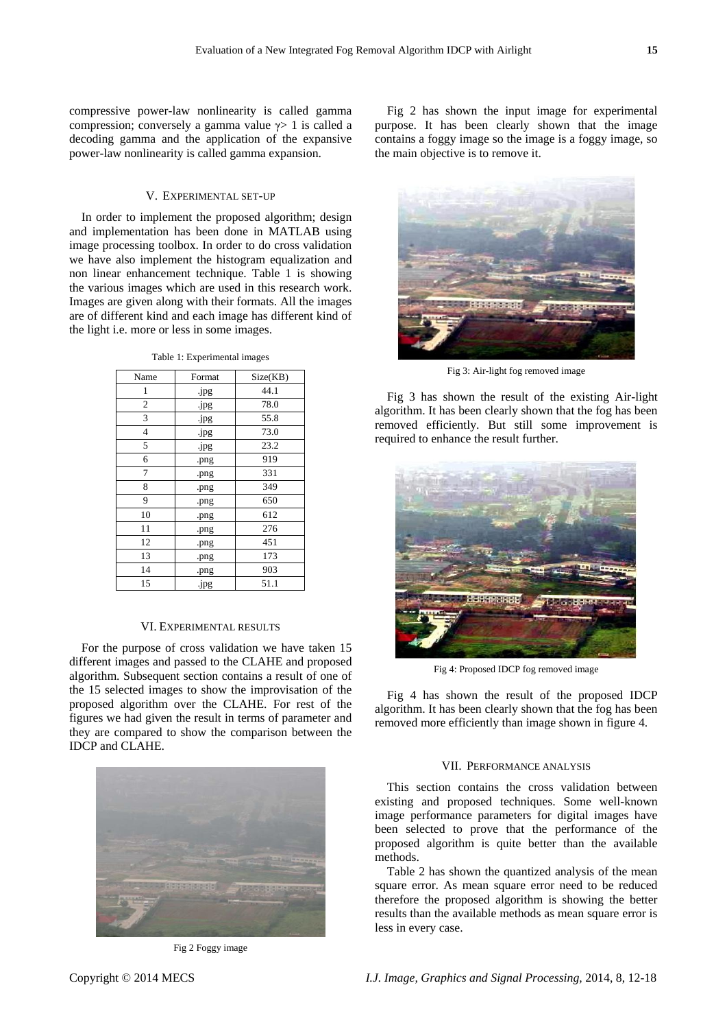compressive power-law nonlinearity is called gamma compression; conversely a gamma value $\gamma > 1$ is called a decoding gamma and the application of the expansive power-law nonlinearity is called gamma expansion.

## V. Experimental set-up

In order to implement the proposed algorithm; design and implementation has been done in MATLAB using image processing toolbox. In order to do cross validation we have also implement the histogram equalization and non linear enhancement technique. Table 1 is showing the various images which are used in this research work. Images are given along with their formats. All the images are of different kind and each image has different kind of the light i.e. more or less in some images.

Table 1: Experimental images

| Name | Format | Size(KB) |
|---|---|---|
| 1 | .jpg | 44.1 |
| 2 | .jpg | 78.0 |
| 3 | .jpg | 55.8 |
| 4 | .jpg | 73.0 |
| 5 | .jpg | 23.2 |
| 6 | .png | 919 |
| 7 | .png | 331 |
| 8 | .png | 349 |
| 9 | .png | 650 |
| 10 | .png | 612 |
| 11 | .png | 276 |
| 12 | .png | 451 |
| 13 | .png | 173 |
| 14 | .png | 903 |
| 15 | .jpg | 51.1 |

## VI. Experimental results

For the purpose of cross validation we have taken 15 different images and passed to the CLAHE and proposed algorithm. Subsequent section contains a result of one of the 15 selected images to show the improvisation of the proposed algorithm over the CLAHE. For rest of the figures we had given the result in terms of parameter and they are compared to show the comparison between the IDCP and CLAHE.

Fig 2 Foggy image

Fig 2 has shown the input image for experimental purpose. It has been clearly shown that the image contains a foggy image so the image is a foggy image, so the main objective is to remove it.

Fig 3: Air-light fog removed image

Fig 3 has shown the result of the existing Air-light algorithm. It has been clearly shown that the fog has been removed efficiently. But still some improvement is required to enhance the result further.

Fig 4: Proposed IDCP fog removed image

Fig 4 has shown the result of the proposed IDCP algorithm. It has been clearly shown that the fog has been removed more efficiently than image shown in figure 4.

## VII. Performance analysis

This section contains the cross validation between existing and proposed techniques. Some well-known image performance parameters for digital images have been selected to prove that the performance of the proposed algorithm is quite better than the available methods.

Table 2 has shown the quantized analysis of the mean square error. As mean square error need to be reduced therefore the proposed algorithm is showing the better results than the available methods as mean square error is less in every case.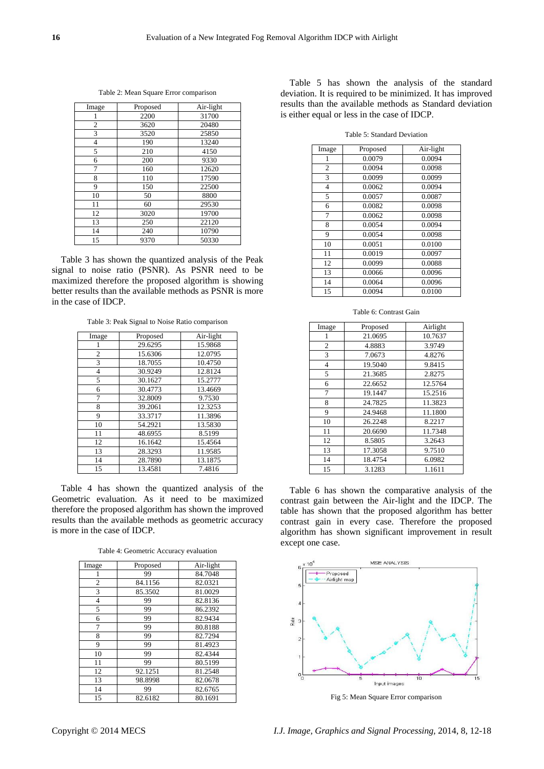Table 2: Mean Square Error comparison

| Image | Proposed | Air-light |
|---|---|---|
| 1 | 2200 | 31700 |
| 2 | 3620 | 20480 |
| 3 | 3520 | 25850 |
| 4 | 190 | 13240 |
| 5 | 210 | 4150 |
| 6 | 200 | 9330 |
| 7 | 160 | 12620 |
| 8 | 110 | 17590 |
| 9 | 150 | 22500 |
| 10 | 50 | 8800 |
| 11 | 60 | 29530 |
| 12 | 3020 | 19700 |
| 13 | 250 | 22120 |
| 14 | 240 | 10790 |
| 15 | 9370 | 50330 |

Table 3 has shown the quantized analysis of the Peak signal to noise ratio (PSNR). As PSNR need to be maximized therefore the proposed algorithm is showing better results than the available methods as PSNR is more in the case of IDCP.

Table 3: Peak Signal to Noise Ratio comparison

| Image | Proposed | Air-light |
|---|---|---|
| 1 | 29.6295 | 15.9868 |
| 2 | 15.6306 | 12.0795 |
| 3 | 18.7055 | 10.4750 |
| 4 | 30.9249 | 12.8124 |
| 5 | 30.1627 | 15.2777 |
| 6 | 30.4773 | 13.4669 |
| 7 | 32.8009 | 9.7530 |
| 8 | 39.2061 | 12.3253 |
| 9 | 33.3717 | 11.3896 |
| 10 | 54.2921 | 13.5830 |
| 11 | 48.6955 | 8.5199 |
| 12 | 16.1642 | 15.4564 |
| 13 | 28.3293 | 11.9585 |
| 14 | 28.7890 | 13.1875 |
| 15 | 13.4581 | 7.4816 |

Table 4 has shown the quantized analysis of the Geometric evaluation. As it need to be maximized therefore the proposed algorithm has shown the improved results than the available methods as geometric accuracy is more in the case of IDCP.

Table 4: Geometric Accuracy evaluation

| Image | Proposed | Air-light |
|---|---|---|
| 1 | 99 | 84.7048 |
| 2 | 84.1156 | 82.0321 |
| 3 | 85.3502 | 81.0029 |
| 4 | 99 | 82.8136 |
| 5 | 99 | 86.2392 |
| 6 | 99 | 82.9434 |
| 7 | 99 | 80.8188 |
| 8 | 99 | 82.7294 |
| 9 | 99 | 81.4923 |
| 10 | 99 | 82.4344 |
| 11 | 99 | 80.5199 |
| 12 | 92.1251 | 81.2548 |
| 13 | 98.8998 | 82.0678 |
| 14 | 99 | 82.6765 |
| 15 | 82.6182 | 80.1691 |

Table 5 has shown the analysis of the standard deviation. It is required to be minimized. It has improved results than the available methods as Standard deviation is either equal or less in the case of IDCP.

Table 5: Standard Deviation

| Image | Proposed | Air-light |
|---|---|---|
| 1 | 0.0079 | 0.0094 |
| 2 | 0.0094 | 0.0098 |
| 3 | 0.0099 | 0.0099 |
| 4 | 0.0062 | 0.0094 |
| 5 | 0.0057 | 0.0087 |
| 6 | 0.0082 | 0.0098 |
| 7 | 0.0062 | 0.0098 |
| 8 | 0.0054 | 0.0094 |
| 9 | 0.0054 | 0.0098 |
| 10 | 0.0051 | 0.0100 |
| 11 | 0.0019 | 0.0097 |
| 12 | 0.0099 | 0.0088 |
| 13 | 0.0066 | 0.0096 |
| 14 | 0.0064 | 0.0096 |
| 15 | 0.0094 | 0.0100 |

Table 6: Contrast Gain

| Image | Proposed | Airlight |
|---|---|---|
| 1 | 21.0695 | 10.7637 |
| 2 | 4.8883 | 3.9749 |
| 3 | 7.0673 | 4.8276 |
| 4 | 19.5040 | 9.8415 |
| 5 | 21.3685 | 2.8275 |
| 6 | 22.6652 | 12.5764 |
| 7 | 19.1447 | 15.2516 |
| 8 | 24.7825 | 11.3823 |
| 9 | 24.9468 | 11.1800 |
| 10 | 26.2248 | 8.2217 |
| 11 | 20.6690 | 11.7348 |
| 12 | 8.5805 | 3.2643 |
| 13 | 17.3058 | 9.7510 |
| 14 | 18.4754 | 6.0982 |
| 15 | 3.1283 | 1.1611 |

Table 6 has shown the comparative analysis of the contrast gain between the Air-light and the IDCP. The table has shown that the proposed algorithm has better contrast gain in every case. Therefore the proposed algorithm has shown significant improvement in result except one case.

Fig 5: Mean Square Error comparison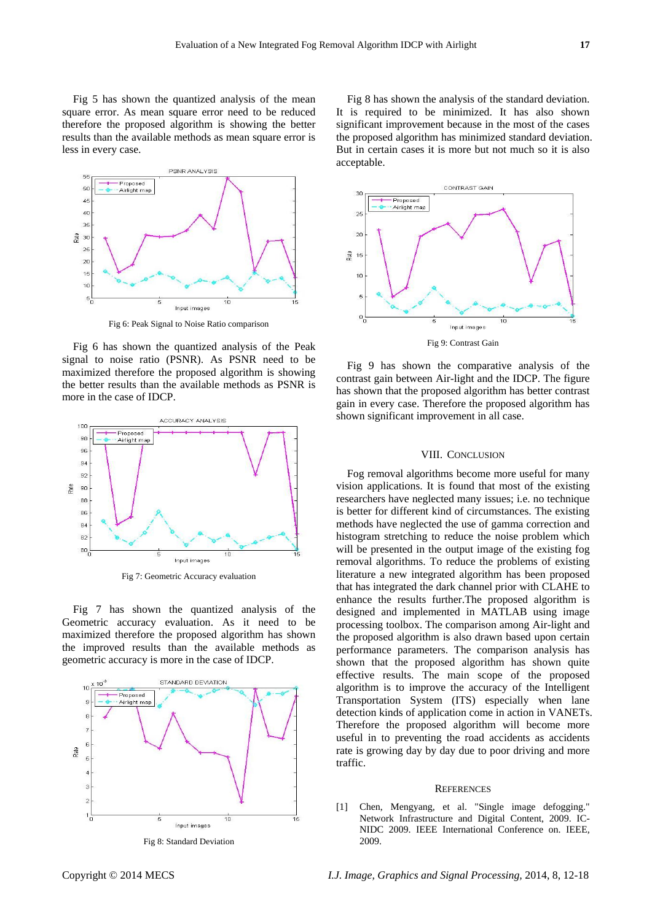Fig 5 has shown the quantized analysis of the mean square error. As mean square error need to be reduced therefore the proposed algorithm is showing the better results than the available methods as mean square error is less in every case.

Fig 6: Peak Signal to Noise Ratio comparison

Fig 6 has shown the quantized analysis of the Peak signal to noise ratio (PSNR). As PSNR need to be maximized therefore the proposed algorithm is showing the better results than the available methods as PSNR is more in the case of IDCP.

Fig 7: Geometric Accuracy evaluation

Fig 7 has shown the quantized analysis of the Geometric accuracy evaluation. As it need to be maximized therefore the proposed algorithm has shown the improved results than the available methods as geometric accuracy is more in the case of IDCP.

Fig 8: Standard Deviation

Fig 8 has shown the analysis of the standard deviation. It is required to be minimized. It has also shown significant improvement because in the most of the cases the proposed algorithm has minimized standard deviation. But in certain cases it is more but not much so it is also acceptable.

Fig 9: Contrast Gain

Fig 9 has shown the comparative analysis of the contrast gain between Air-light and the IDCP. The figure has shown that the proposed algorithm has better contrast gain in every case. Therefore the proposed algorithm has shown significant improvement in all case.

## VIII. Conclusion

Fog removal algorithms become more useful for many vision applications. It is found that most of the existing researchers have neglected many issues; i.e. no technique is better for different kind of circumstances. The existing methods have neglected the use of gamma correction and histogram stretching to reduce the noise problem which will be presented in the output image of the existing fog removal algorithms. To reduce the problems of existing literature a new integrated algorithm has been proposed that has integrated the dark channel prior with CLAHE to enhance the results further.The proposed algorithm is designed and implemented in MATLAB using image processing toolbox. The comparison among Air-light and the proposed algorithm is also drawn based upon certain performance parameters. The comparison analysis has shown that the proposed algorithm has shown quite effective results. The main scope of the proposed algorithm is to improve the accuracy of the Intelligent Transportation System (ITS) especially when lane detection kinds of application come in action in VANETs. Therefore the proposed algorithm will become more useful in to preventing the road accidents as accidents rate is growing day by day due to poor driving and more traffic.

## References

[1] Chen, Mengyang, et al. "Single image defogging." Network Infrastructure and Digital Content, 2009. IC-NIDC 2009. IEEE International Conference on. IEEE, 2009.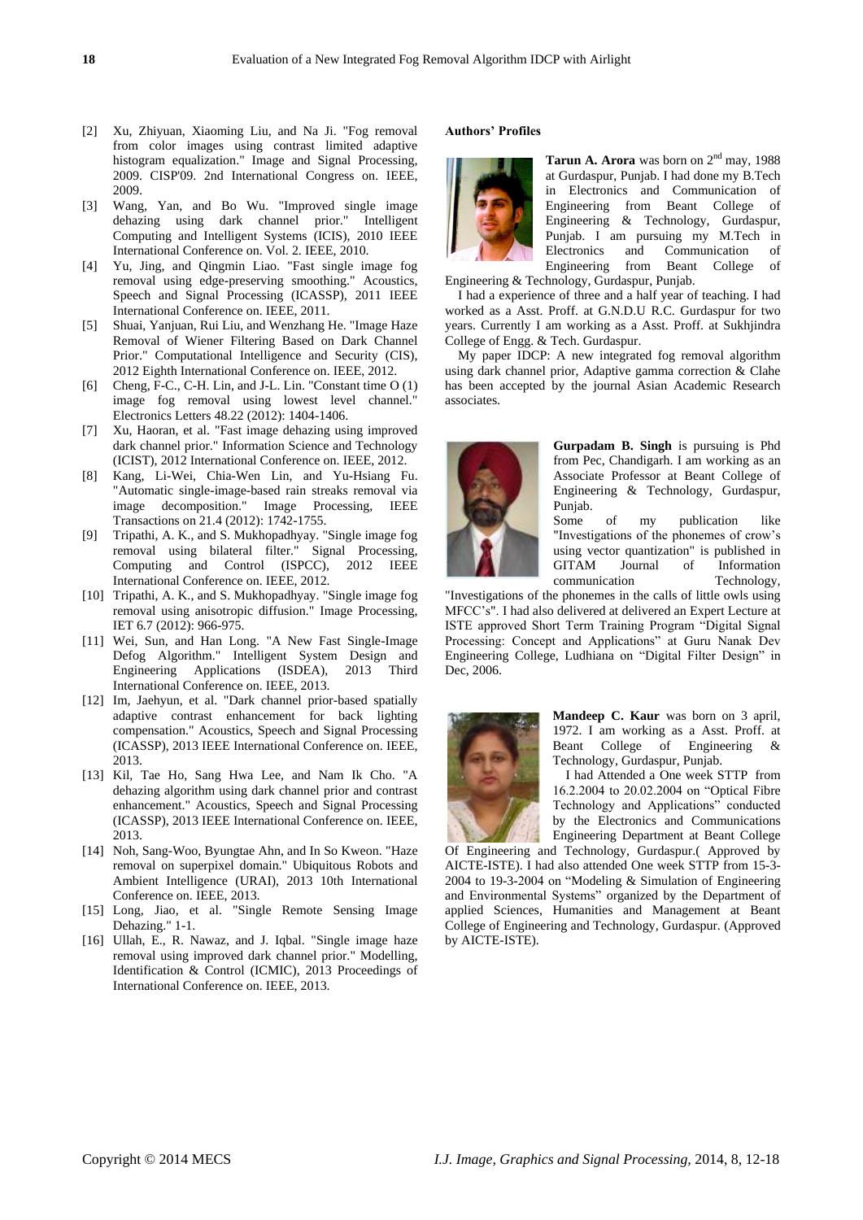[2] Xu, Zhiyuan, Xiaoming Liu, and Na Ji. "Fog removal from color images using contrast limited adaptive histogram equalization." Image and Signal Processing, 2009. CISP'09. 2nd International Congress on. IEEE, 2009.

[3] Wang, Yan, and Bo Wu. "Improved single image dehazing using dark channel prior." Intelligent Computing and Intelligent Systems (ICIS), 2010 IEEE International Conference on. Vol. 2. IEEE, 2010.

[4] Yu, Jing, and Qingmin Liao. "Fast single image fog removal using edge-preserving smoothing." Acoustics, Speech and Signal Processing (ICASSP), 2011 IEEE International Conference on. IEEE, 2011.

[5] Shuai, Yanjuan, Rui Liu, and Wenzhang He. "Image Haze Removal of Wiener Filtering Based on Dark Channel Prior." Computational Intelligence and Security (CIS), 2012 Eighth International Conference on. IEEE, 2012.

[6] Cheng, F-C., C-H. Lin, and J-L. Lin. "Constant time O (1) image fog removal using lowest level channel." Electronics Letters 48.22 (2012): 1404-1406.

[7] Xu, Haoran, et al. "Fast image dehazing using improved dark channel prior." Information Science and Technology (ICIST), 2012 International Conference on. IEEE, 2012.

[8] Kang, Li-Wei, Chia-Wen Lin, and Yu-Hsiang Fu. "Automatic single-image-based rain streaks removal via image decomposition." Image Processing, IEEE Transactions on 21.4 (2012): 1742-1755.

[9] Tripathi, A. K., and S. Mukhopadhyay. "Single image fog removal using bilateral filter." Signal Processing, Computing and Control (ISPCC), 2012 IEEE International Conference on. IEEE, 2012.

[10] Tripathi, A. K., and S. Mukhopadhyay. "Single image fog removal using anisotropic diffusion." Image Processing, IET 6.7 (2012): 966-975.

[11] Wei, Sun, and Han Long. "A New Fast Single-Image Defog Algorithm." Intelligent System Design and Engineering Applications (ISDEA), 2013 Third International Conference on. IEEE, 2013.

[12] Im, Jaehyun, et al. "Dark channel prior-based spatially adaptive contrast enhancement for back lighting compensation." Acoustics, Speech and Signal Processing (ICASSP), 2013 IEEE International Conference on. IEEE, 2013.

[13] Kil, Tae Ho, Sang Hwa Lee, and Nam Ik Cho. "A dehazing algorithm using dark channel prior and contrast enhancement." Acoustics, Speech and Signal Processing (ICASSP), 2013 IEEE International Conference on. IEEE, 2013.

[14] Noh, Sang-Woo, Byungtae Ahn, and In So Kweon. "Haze removal on superpixel domain." Ubiquitous Robots and Ambient Intelligence (URAI), 2013 10th International Conference on. IEEE, 2013.

[15] Long, Jiao, et al. "Single Remote Sensing Image Dehazing." 1-1.

[16] Ullah, E., R. Nawaz, and J. Iqbal. "Single image haze removal using improved dark channel prior." Modelling, Identification & Control (ICMIC), 2013 Proceedings of International Conference on. IEEE, 2013.

**Authors' Profiles**

**Tarun A. Arora** was born on 2nd may, 1988 at Gurdaspur, Punjab. I had done my B.Tech in Electronics and Communication of Engineering from Beant College of Engineering & Technology, Gurdaspur, Punjab. I am pursuing my M.Tech in Electronics and Communication of Engineering from Beant College of Engineering & Technology, Gurdaspur, Punjab.

I had a experience of three and a half year of teaching. I had worked as a Asst. Proff. at G.N.D.U R.C. Gurdaspur for two years. Currently I am working as a Asst. Proff. at Sukhjindra College of Engg. & Tech. Gurdaspur.

My paper IDCP: A new integrated fog removal algorithm using dark channel prior, Adaptive gamma correction & Clahe has been accepted by the journal Asian Academic Research associates.

**Gurpadam B. Singh** is pursuing is Phd from Pec, Chandigarh. I am working as an Associate Professor at Beant College of Engineering & Technology, Gurdaspur, Punjab.

Some of my publication like "Investigations of the phonemes of crow's using vector quantization" is published in GITAM Journal of Information communication Technology, "Investigations of the phonemes in the calls of little owls using MFCC's". I had also delivered at delivered an Expert Lecture at ISTE approved Short Term Training Program "Digital Signal Processing: Concept and Applications" at Guru Nanak Dev Engineering College, Ludhiana on "Digital Filter Design" in Dec, 2006.

**Mandeep C. Kaur** was born on 3 april, 1972. I am working as a Asst. Proff. at Beant College of Engineering & Technology, Gurdaspur, Punjab.

I had Attended a One week STTP from 16.2.2004 to 20.02.2004 on "Optical Fibre Technology and Applications" conducted by the Electronics and Communications Engineering Department at Beant College Of Engineering and Technology, Gurdaspur.( Approved by AICTE-ISTE). I had also attended One week STTP from 15-3-2004 to 19-3-2004 on "Modeling & Simulation of Engineering and Environmental Systems" organized by the Department of applied Sciences, Humanities and Management at Beant College of Engineering and Technology, Gurdaspur. (Approved by AICTE-ISTE).